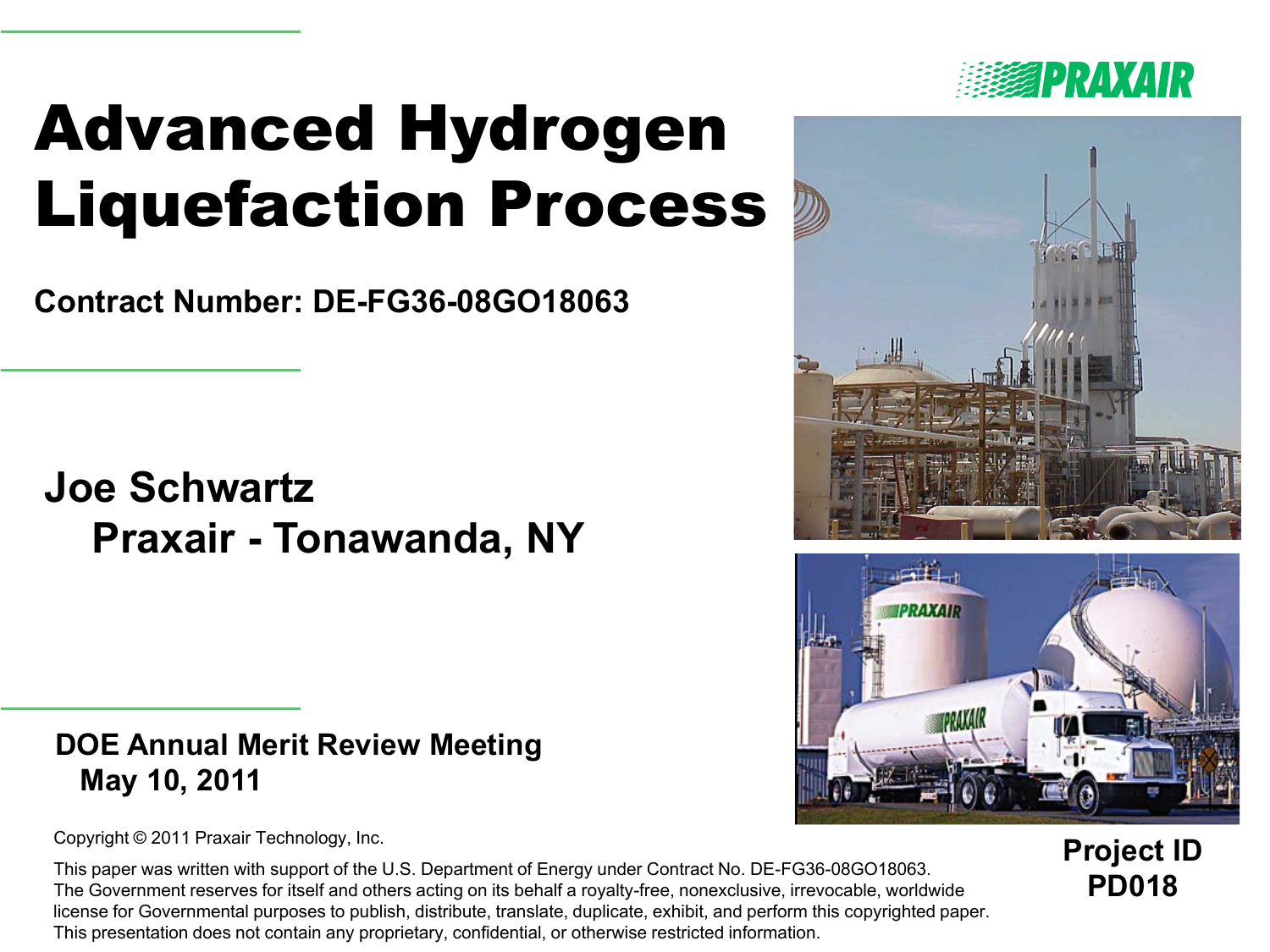# Advanced Hydrogen Liquefaction Process

**Contract Number: DE-FG36-08GO18063**

**Joe Schwartz**
**Praxair - Tonawanda, NY**

**DOE Annual Merit Review Meeting**
**May 10, 2011**

Copyright © 2011 Praxair Technology, Inc.

This paper was written with support of the U.S. Department of Energy under Contract No. DE-FG36-08GO18063. The Government reserves for itself and others acting on its behalf a royalty-free, nonexclusive, irrevocable, worldwide license for Governmental purposes to publish, distribute, translate, duplicate, exhibit, and perform this copyrighted paper. This presentation does not contain any proprietary, confidential, or otherwise restricted information.

**Project ID PD018**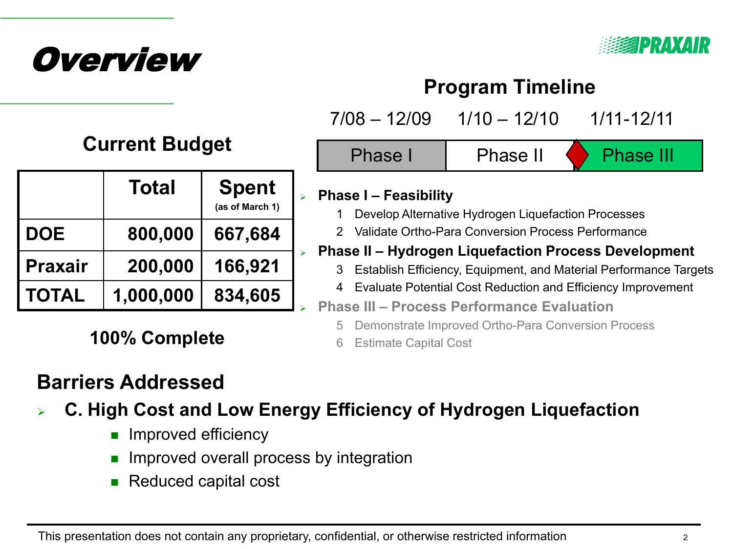# Overview

PRAXAIR

## Current Budget

|  | Total | Spent (as of March 1) |
|---|---|---|
| DOE | 800,000 | 667,684 |
| Praxair | 200,000 | 166,921 |
| TOTAL | 1,000,000 | 834,605 |

**100% Complete**

## Program Timeline

| 7/08 – 12/09 | 1/10 – 12/10 | 1/11-12/11 |
|---|---|---|
| Phase I | Phase II | Phase III |

- **Phase I – Feasibility**
  1. Develop Alternative Hydrogen Liquefaction Processes
  2. Validate Ortho-Para Conversion Process Performance
- **Phase II – Hydrogen Liquefaction Process Development**
  3. Establish Efficiency, Equipment, and Material Performance Targets
  4. Evaluate Potential Cost Reduction and Efficiency Improvement
- **Phase III – Process Performance Evaluation**
  5. Demonstrate Improved Ortho-Para Conversion Process
  6. Estimate Capital Cost

## Barriers Addressed

- **C. High Cost and Low Energy Efficiency of Hydrogen Liquefaction**
  - Improved efficiency
  - Improved overall process by integration
  - Reduced capital cost

This presentation does not contain any proprietary, confidential, or otherwise restricted information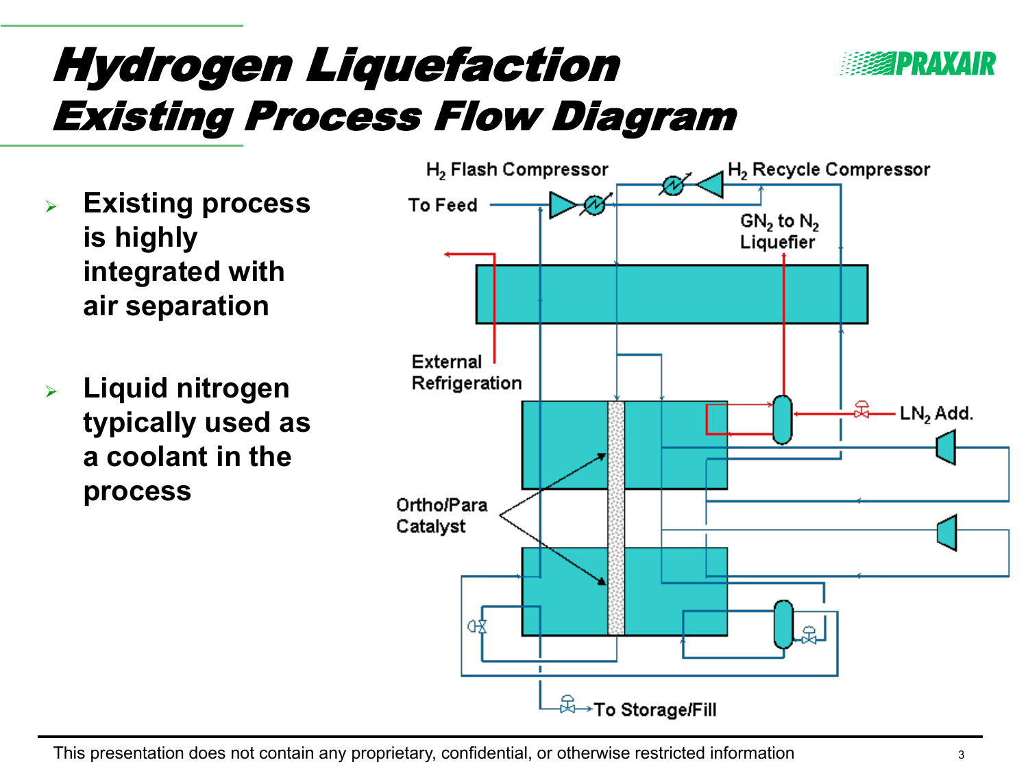# Hydrogen Liquefaction
## Existing Process Flow Diagram

- **Existing process is highly integrated with air separation**
- **Liquid nitrogen typically used as a coolant in the process**

$H_2$ Flash Compressor

$H_2$ Recycle Compressor

To Feed

$GN_2$ to $N_2$ Liquefier

External Refrigeration

$LN_2$ Add.

Ortho/Para Catalyst

To Storage/Fill

This presentation does not contain any proprietary, confidential, or otherwise restricted information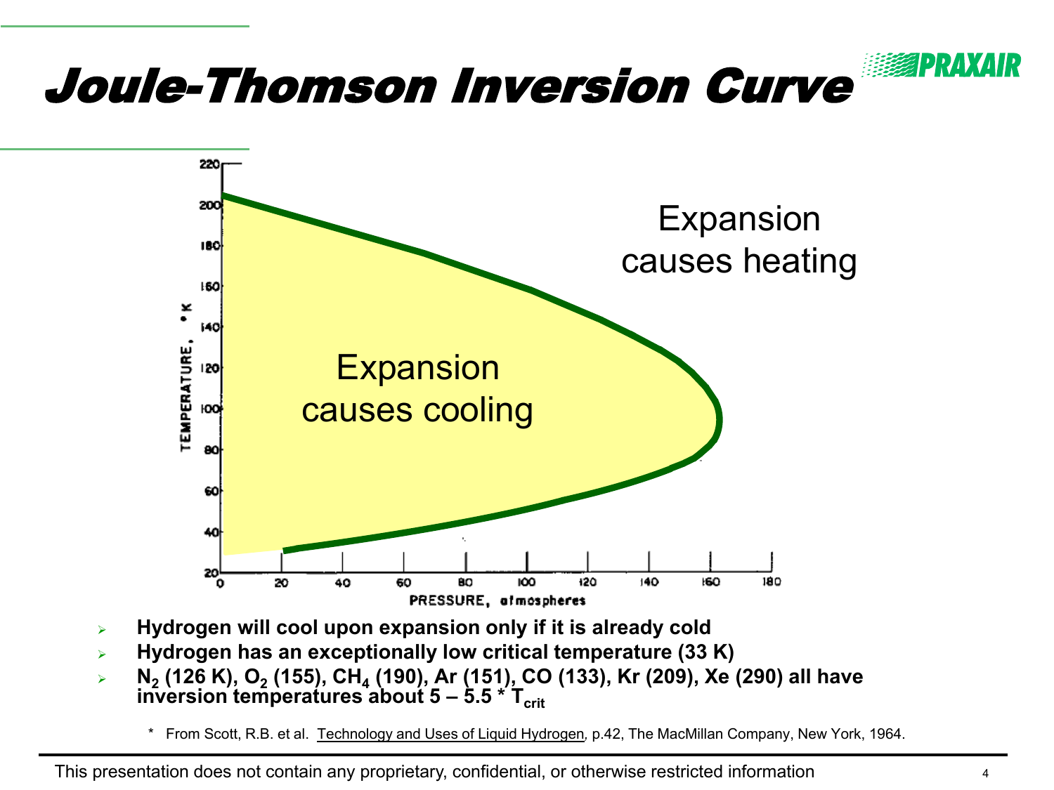# Joule-Thomson Inversion Curve

- **Hydrogen will cool upon expansion only if it is already cold**
- **Hydrogen has an exceptionally low critical temperature (33 K)**
- **$N_2$ (126 K), $O_2$ (155), $CH_4$ (190), Ar (151), CO (133), Kr (209), Xe (290) all have inversion temperatures about 5 – 5.5 * $T_{crit}$**

\* From Scott, R.B. et al. Technology and Uses of Liquid Hydrogen, p.42, The MacMillan Company, New York, 1964.

This presentation does not contain any proprietary, confidential, or otherwise restricted information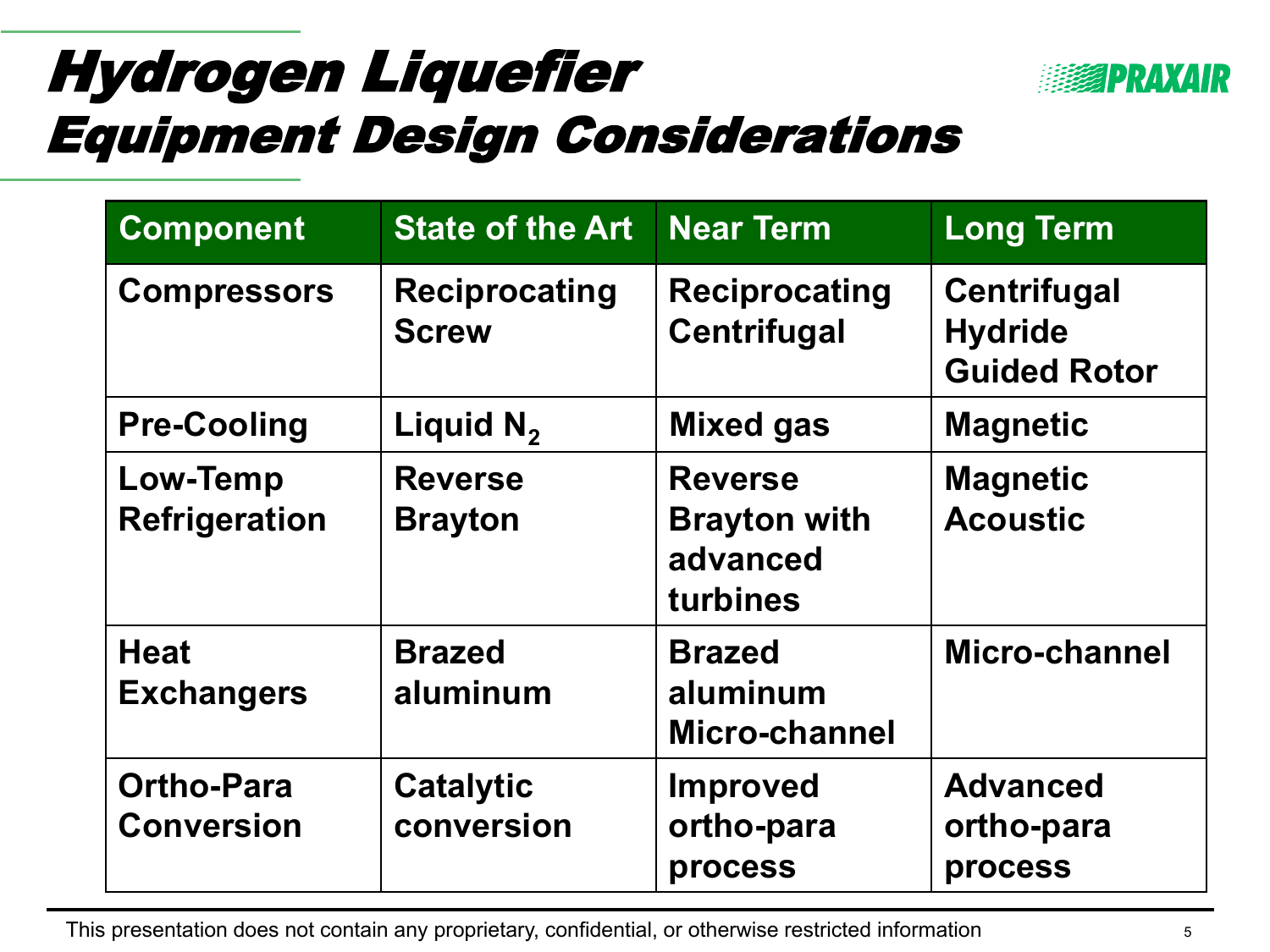# Hydrogen Liquefier
## Equipment Design Considerations

| Component | State of the Art | Near Term | Long Term |
|---|---|---|---|
| Compressors | Reciprocating<br>Screw | Reciprocating<br>Centrifugal | Centrifugal<br>Hydride<br>Guided Rotor |
| Pre-Cooling | Liquid $N_2$ | Mixed gas | Magnetic |
| Low-Temp Refrigeration | Reverse Brayton | Reverse Brayton with advanced turbines | Magnetic<br>Acoustic |
| Heat Exchangers | Brazed aluminum | Brazed aluminum<br>Micro-channel | Micro-channel |
| Ortho-Para Conversion | Catalytic conversion | Improved ortho-para process | Advanced ortho-para process |

This presentation does not contain any proprietary, confidential, or otherwise restricted information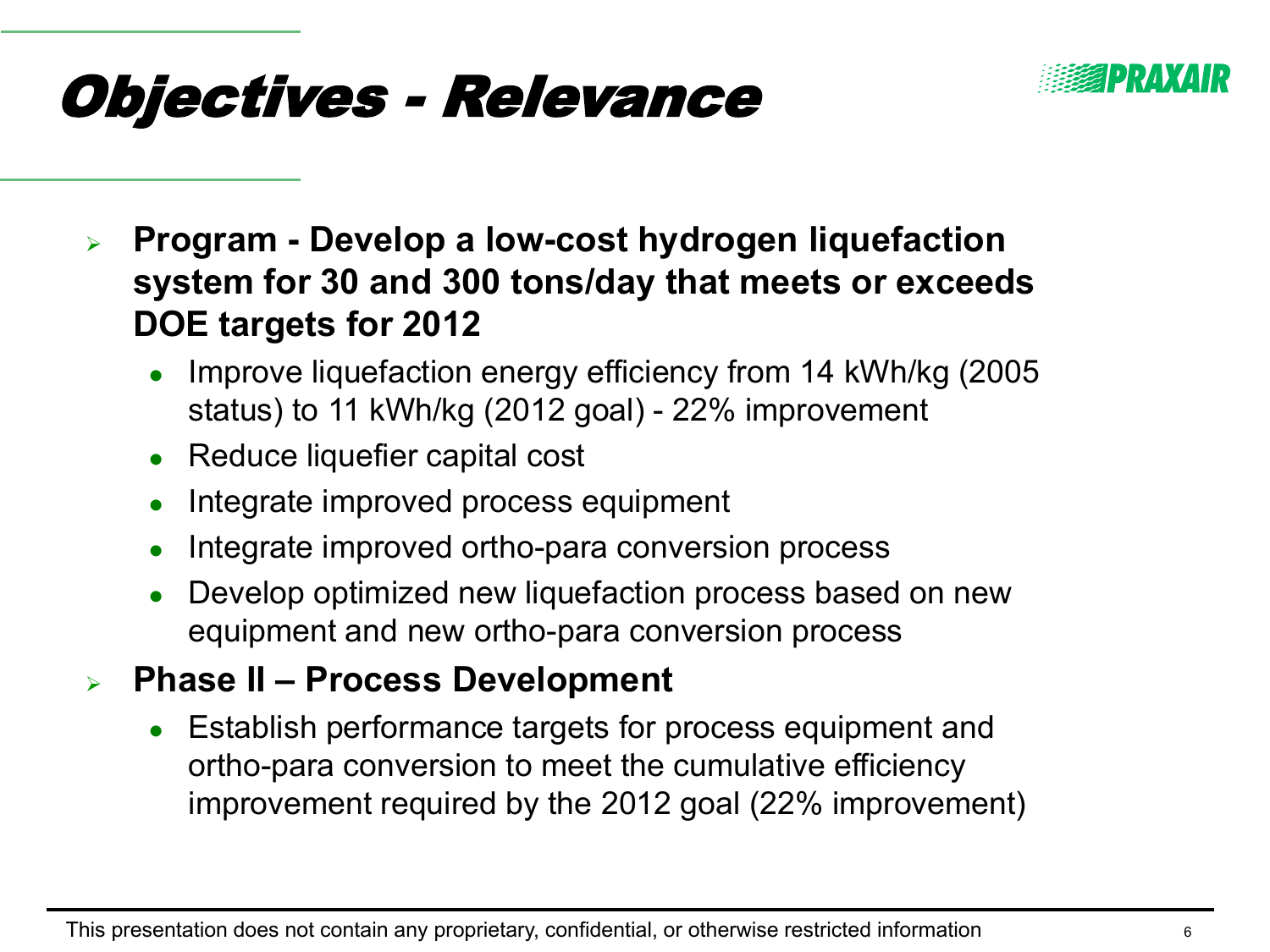# Objectives - Relevance

- **Program - Develop a low-cost hydrogen liquefaction system for 30 and 300 tons/day that meets or exceeds DOE targets for 2012**
  - Improve liquefaction energy efficiency from 14 kWh/kg (2005 status) to 11 kWh/kg (2012 goal) - 22% improvement
  - Reduce liquefier capital cost
  - Integrate improved process equipment
  - Integrate improved ortho-para conversion process
  - Develop optimized new liquefaction process based on new equipment and new ortho-para conversion process
- **Phase II – Process Development**
  - Establish performance targets for process equipment and ortho-para conversion to meet the cumulative efficiency improvement required by the 2012 goal (22% improvement)

This presentation does not contain any proprietary, confidential, or otherwise restricted information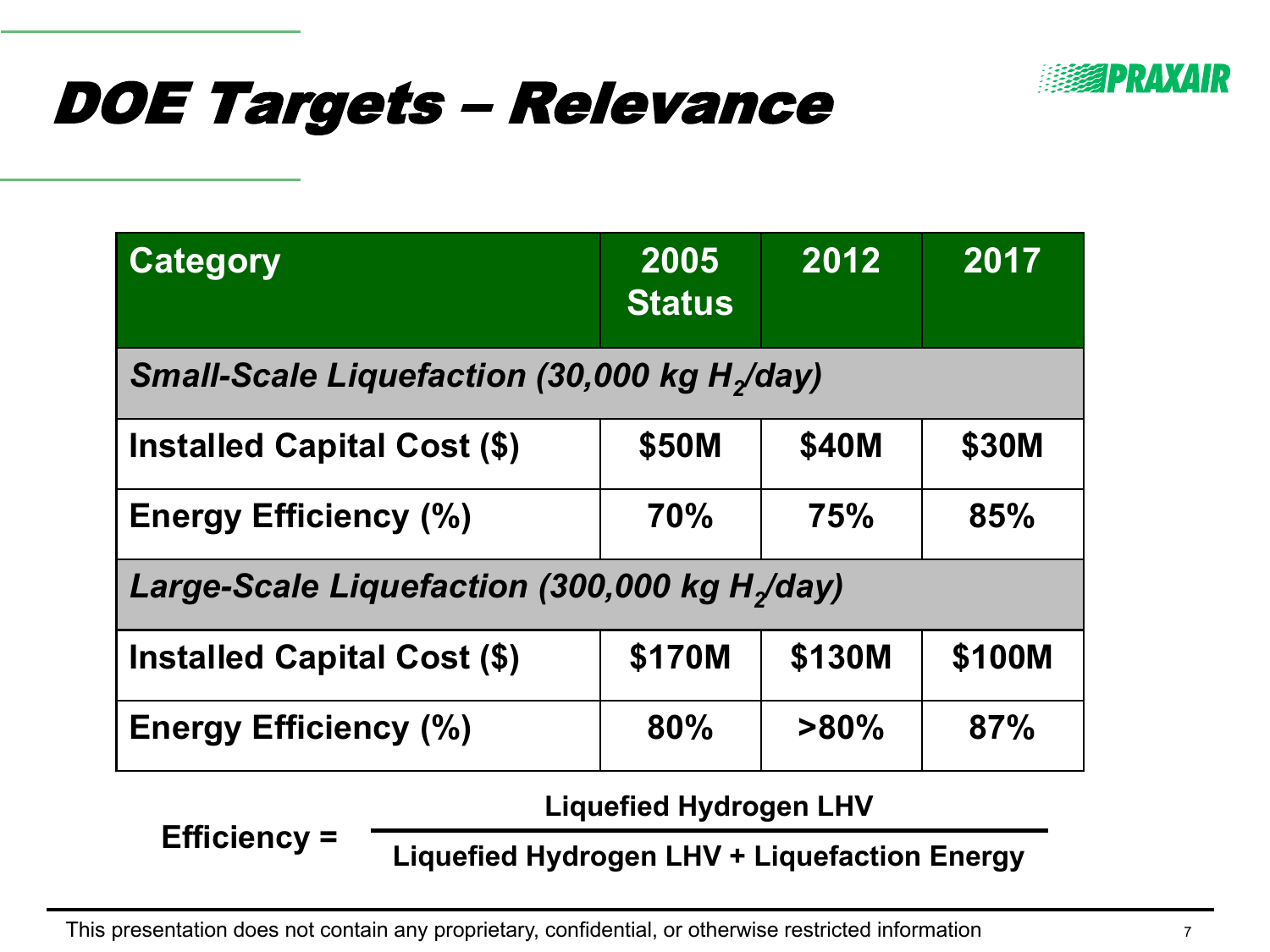# DOE Targets – Relevance

| Category | 2005 Status | 2012 | 2017 |
|---|---|---|---|
| *Small-Scale Liquefaction (30,000 kg $H_2$/day)* | | | |
| Installed Capital Cost ($) | $50M | $40M | $30M |
| Energy Efficiency (%) | 70% | 75% | 85% |
| *Large-Scale Liquefaction (300,000 kg $H_2$/day)* | | | |
| Installed Capital Cost ($) | $170M | $130M | $100M |
| Energy Efficiency (%) | 80% | >80% | 87% |

$$\text{Efficiency} = \frac{\text{Liquefied Hydrogen LHV}}{\text{Liquefied Hydrogen LHV} + \text{Liquefaction Energy}}$$

This presentation does not contain any proprietary, confidential, or otherwise restricted information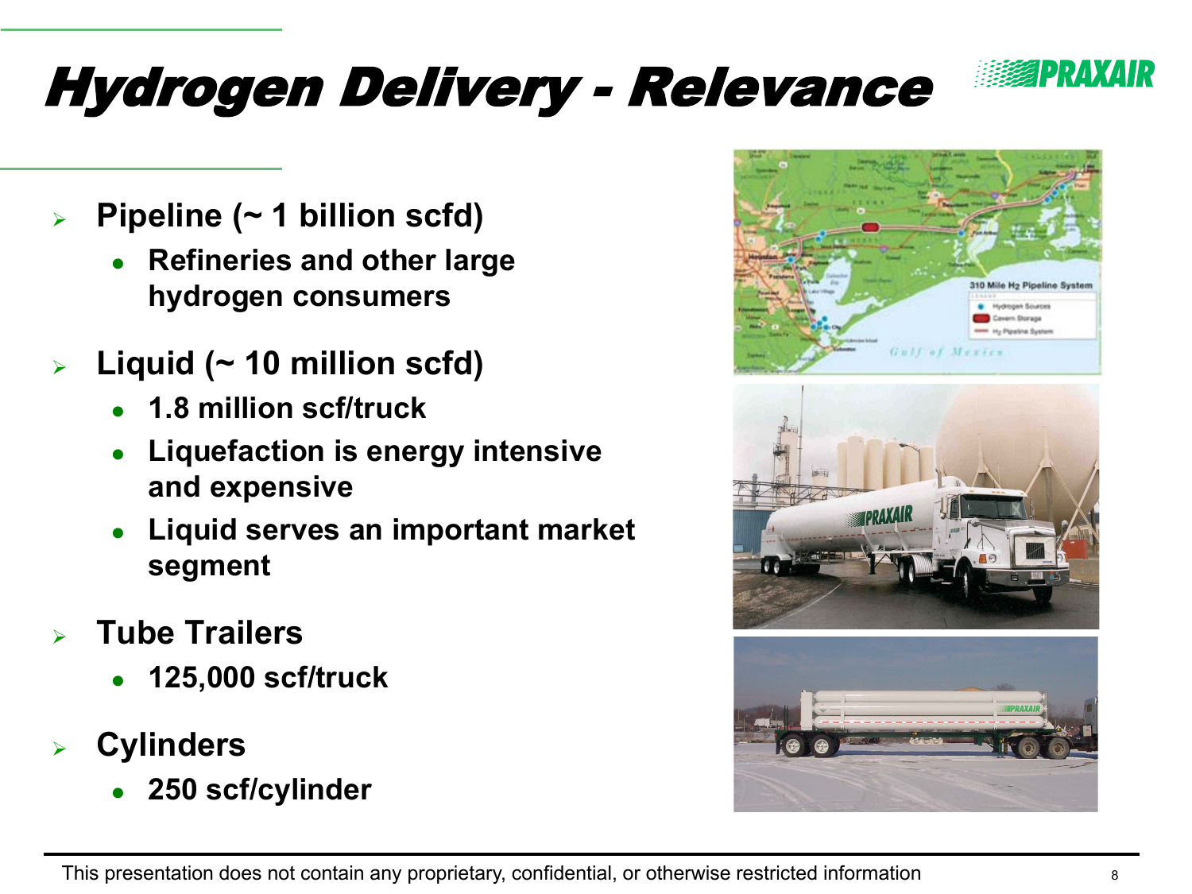# Hydrogen Delivery - Relevance

- **Pipeline (~ 1 billion scfd)**
  - **Refineries and other large hydrogen consumers**
- **Liquid (~ 10 million scfd)**
  - **1.8 million scf/truck**
  - **Liquefaction is energy intensive and expensive**
  - **Liquid serves an important market segment**
- **Tube Trailers**
  - **125,000 scf/truck**
- **Cylinders**
  - **250 scf/cylinder**

This presentation does not contain any proprietary, confidential, or otherwise restricted information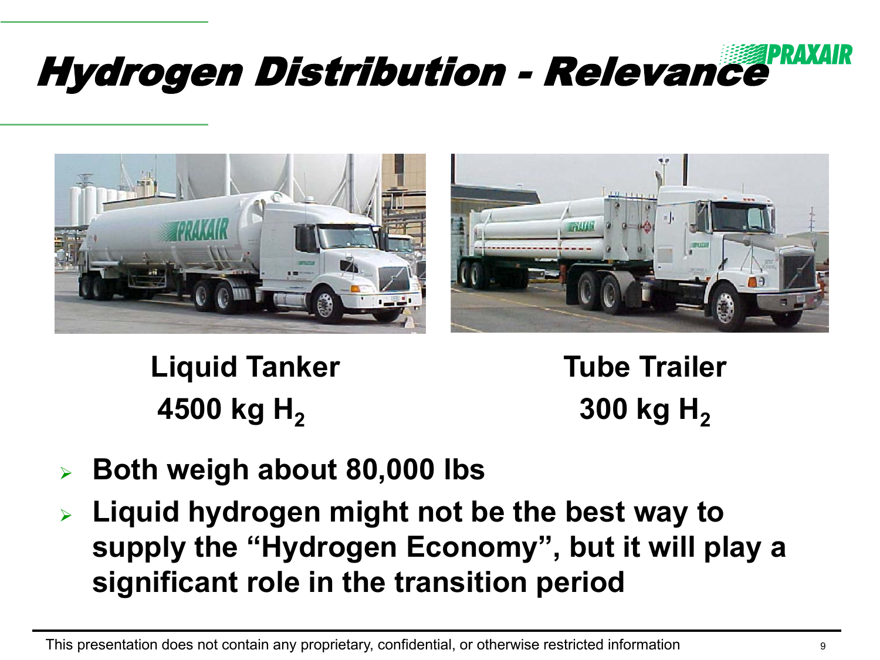# Hydrogen Distribution - Relevance

**Liquid Tanker**
**4500 kg $H_2$**

**Tube Trailer**
**300 kg $H_2$**

- **Both weigh about 80,000 lbs**
- **Liquid hydrogen might not be the best way to supply the "Hydrogen Economy", but it will play a significant role in the transition period**

This presentation does not contain any proprietary, confidential, or otherwise restricted information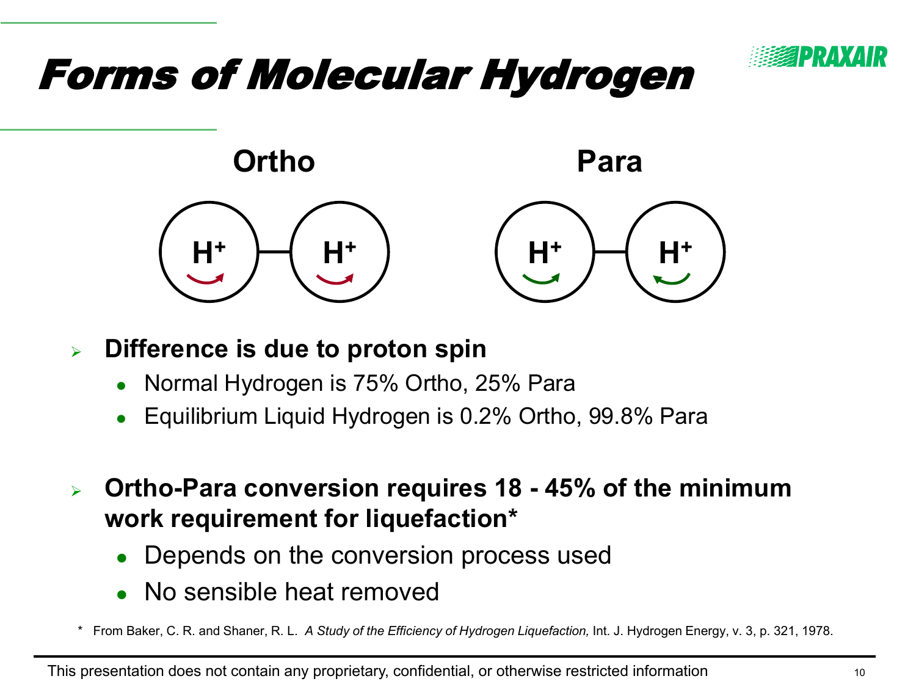# Forms of Molecular Hydrogen

**Ortho** **Para**

$H^+$ $H^+$ $H^+$ $H^+$

- **Difference is due to proton spin**
  - Normal Hydrogen is 75% Ortho, 25% Para
  - Equilibrium Liquid Hydrogen is 0.2% Ortho, 99.8% Para

- **Ortho-Para conversion requires 18 - 45% of the minimum work requirement for liquefaction***
  - Depends on the conversion process used
  - No sensible heat removed

\* From Baker, C. R. and Shaner, R. L. *A Study of the Efficiency of Hydrogen Liquefaction,* Int. J. Hydrogen Energy, v. 3, p. 321, 1978.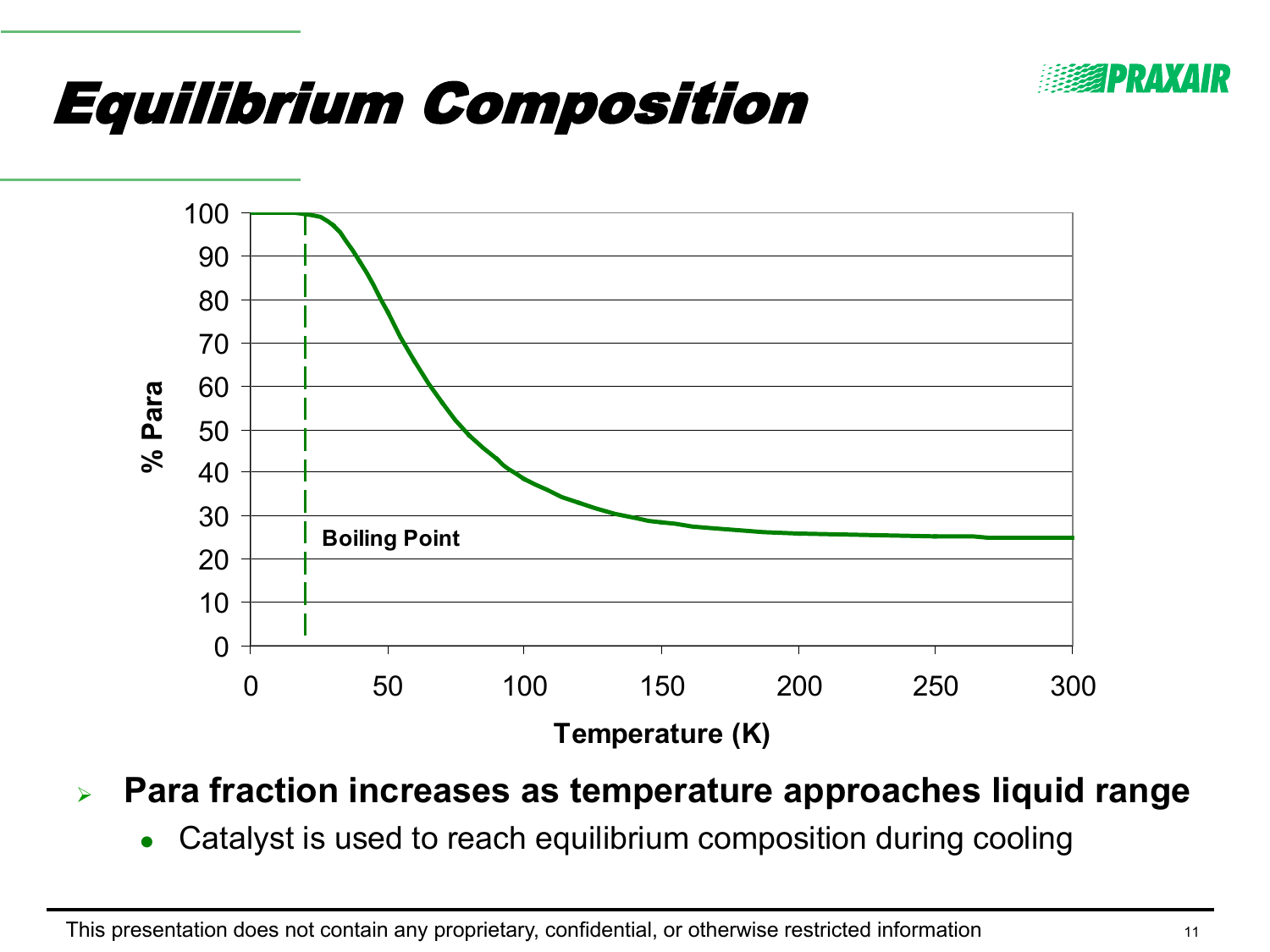# Equilibrium Composition

- **Para fraction increases as temperature approaches liquid range**
  - Catalyst is used to reach equilibrium composition during cooling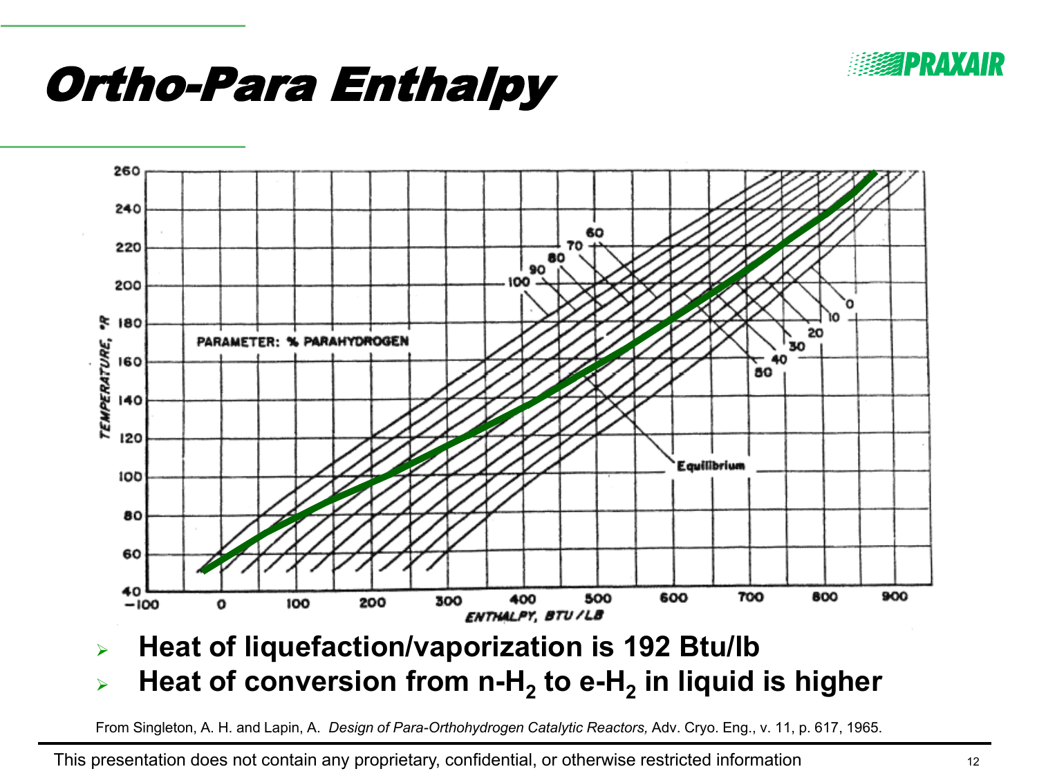# Ortho-Para Enthalpy

- **Heat of liquefaction/vaporization is 192 Btu/lb**
- **Heat of conversion from n-$H_2$ to e-$H_2$ in liquid is higher**

From Singleton, A. H. and Lapin, A. *Design of Para-Orthohydrogen Catalytic Reactors,* Adv. Cryo. Eng., v. 11, p. 617, 1965.

This presentation does not contain any proprietary, confidential, or otherwise restricted information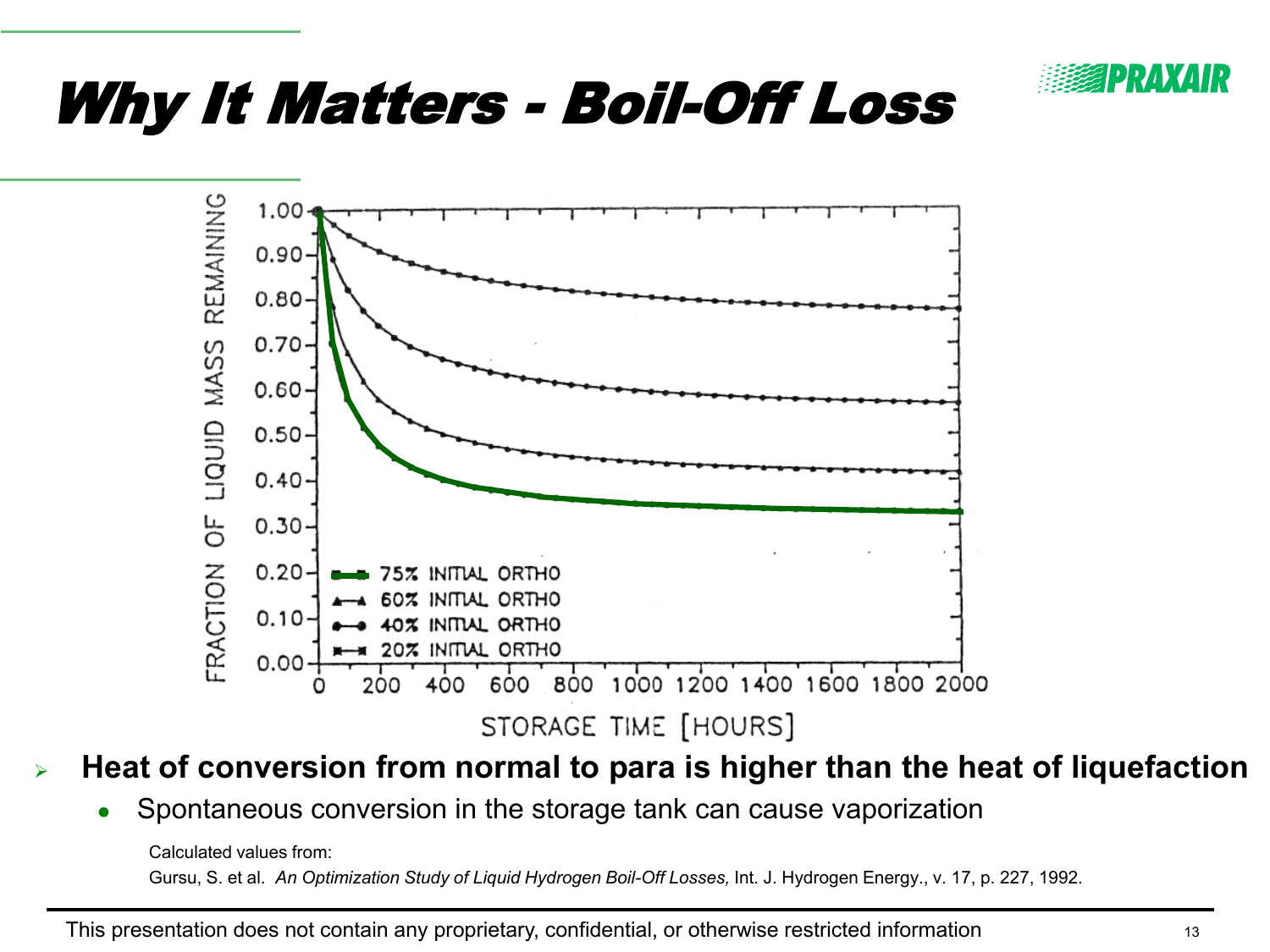# Why It Matters - Boil-Off Loss

- **Heat of conversion from normal to para is higher than the heat of liquefaction**
  - Spontaneous conversion in the storage tank can cause vaporization

Calculated values from:

Gursu, S. et al. *An Optimization Study of Liquid Hydrogen Boil-Off Losses,* Int. J. Hydrogen Energy., v. 17, p. 227, 1992.

This presentation does not contain any proprietary, confidential, or otherwise restricted information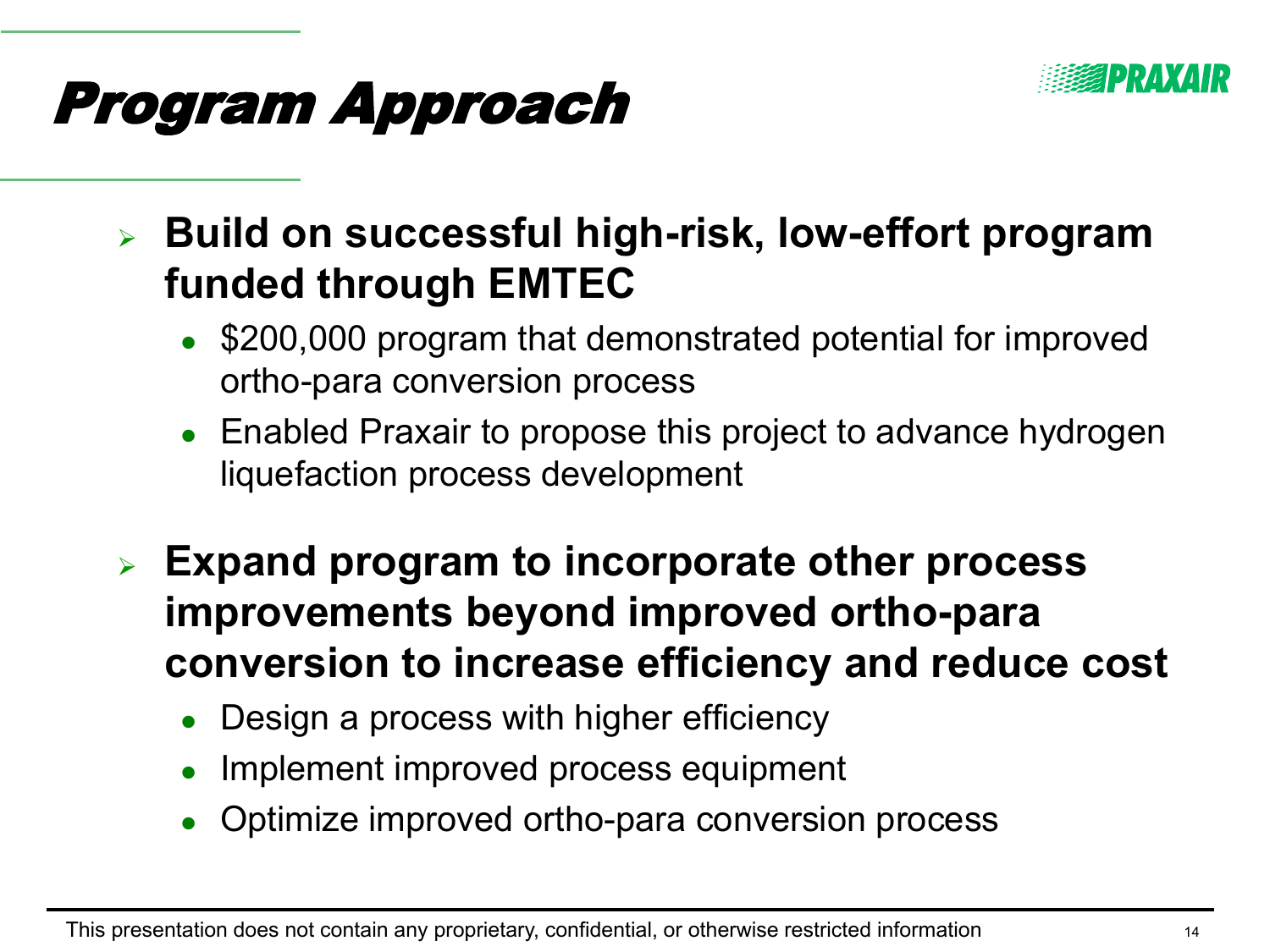# Program Approach

- **Build on successful high-risk, low-effort program funded through EMTEC**
  - $200,000 program that demonstrated potential for improved ortho-para conversion process
  - Enabled Praxair to propose this project to advance hydrogen liquefaction process development
- **Expand program to incorporate other process improvements beyond improved ortho-para conversion to increase efficiency and reduce cost**
  - Design a process with higher efficiency
  - Implement improved process equipment
  - Optimize improved ortho-para conversion process

This presentation does not contain any proprietary, confidential, or otherwise restricted information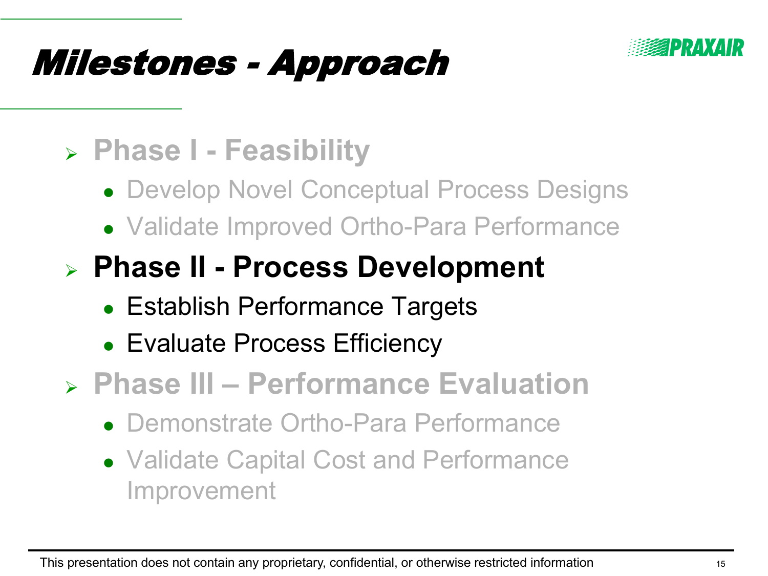# Milestones - Approach

- **Phase I - Feasibility**
  - Develop Novel Conceptual Process Designs
  - Validate Improved Ortho-Para Performance
- **Phase II - Process Development**
  - Establish Performance Targets
  - Evaluate Process Efficiency
- **Phase III – Performance Evaluation**
  - Demonstrate Ortho-Para Performance
  - Validate Capital Cost and Performance Improvement

This presentation does not contain any proprietary, confidential, or otherwise restricted information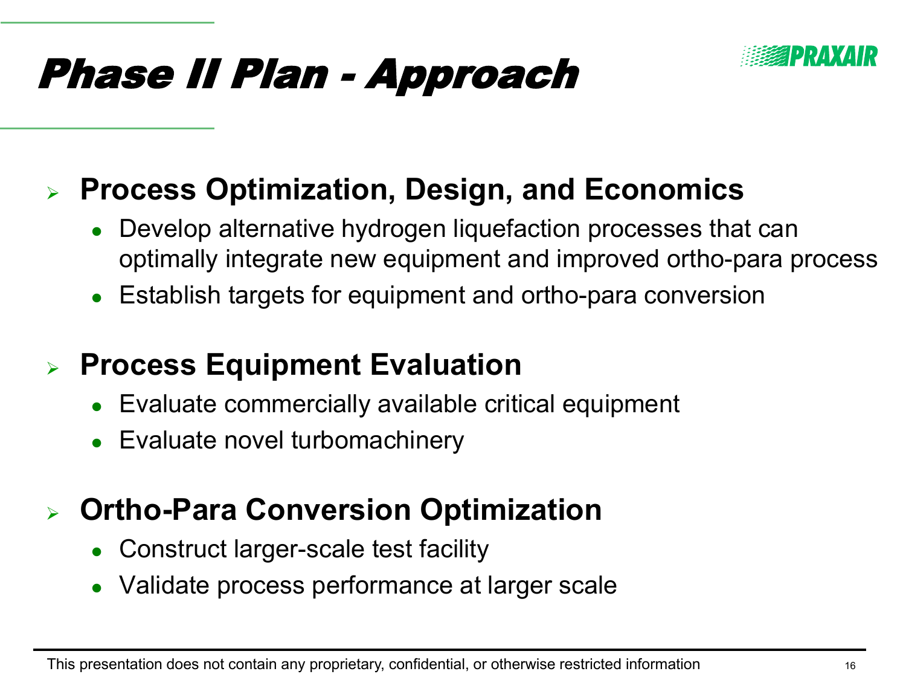# Phase II Plan - Approach

PRAXAIR

- **Process Optimization, Design, and Economics**
  - Develop alternative hydrogen liquefaction processes that can optimally integrate new equipment and improved ortho-para process
  - Establish targets for equipment and ortho-para conversion

- **Process Equipment Evaluation**
  - Evaluate commercially available critical equipment
  - Evaluate novel turbomachinery

- **Ortho-Para Conversion Optimization**
  - Construct larger-scale test facility
  - Validate process performance at larger scale

This presentation does not contain any proprietary, confidential, or otherwise restricted information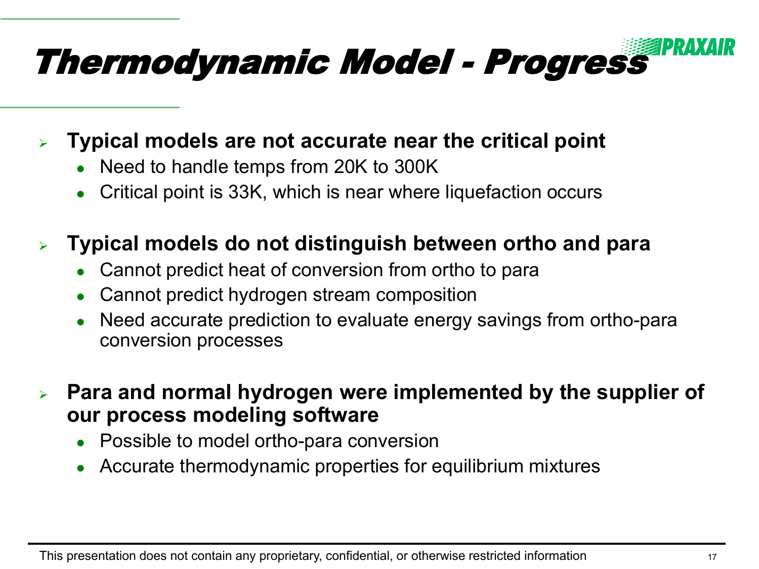# *Thermodynamic Model - Progress*

- **Typical models are not accurate near the critical point**
  - Need to handle temps from 20K to 300K
  - Critical point is 33K, which is near where liquefaction occurs
- **Typical models do not distinguish between ortho and para**
  - Cannot predict heat of conversion from ortho to para
  - Cannot predict hydrogen stream composition
  - Need accurate prediction to evaluate energy savings from ortho-para conversion processes
- **Para and normal hydrogen were implemented by the supplier of our process modeling software**
  - Possible to model ortho-para conversion
  - Accurate thermodynamic properties for equilibrium mixtures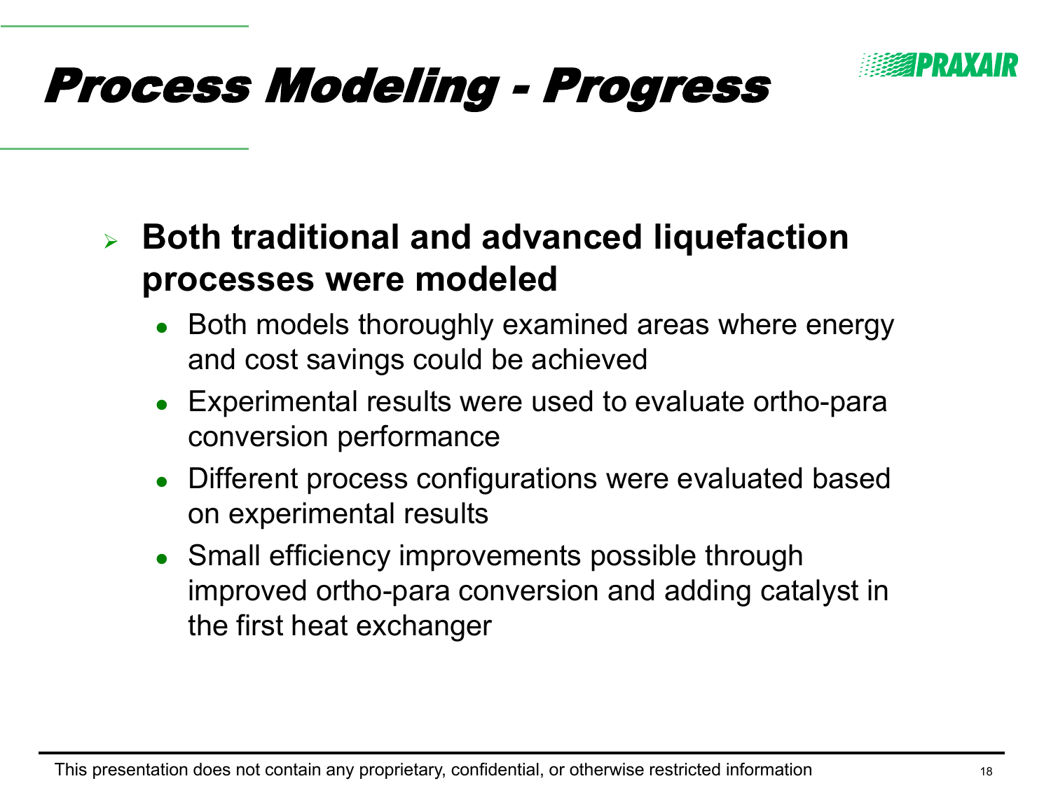# Process Modeling - Progress

- **Both traditional and advanced liquefaction processes were modeled**
  - Both models thoroughly examined areas where energy and cost savings could be achieved
  - Experimental results were used to evaluate ortho-para conversion performance
  - Different process configurations were evaluated based on experimental results
  - Small efficiency improvements possible through improved ortho-para conversion and adding catalyst in the first heat exchanger

This presentation does not contain any proprietary, confidential, or otherwise restricted information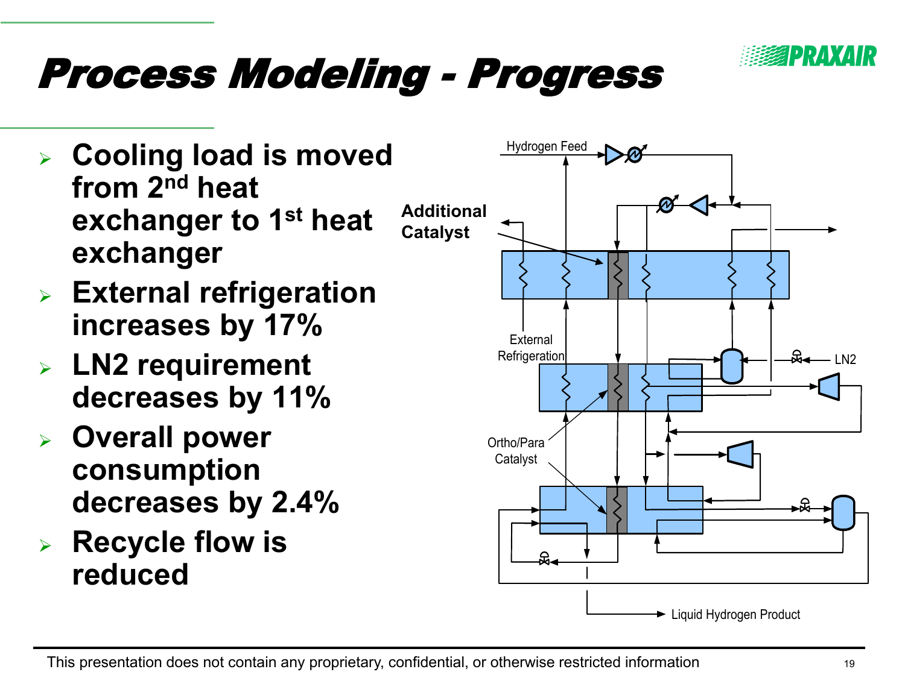# Process Modeling - Progress

- Cooling load is moved from 2nd heat exchanger to 1st heat exchanger
- External refrigeration increases by 17%
- LN2 requirement decreases by 11%
- Overall power consumption decreases by 2.4%
- Recycle flow is reduced

Hydrogen Feed

Additional Catalyst

External Refrigeration

LN2

Ortho/Para Catalyst

Liquid Hydrogen Product

This presentation does not contain any proprietary, confidential, or otherwise restricted information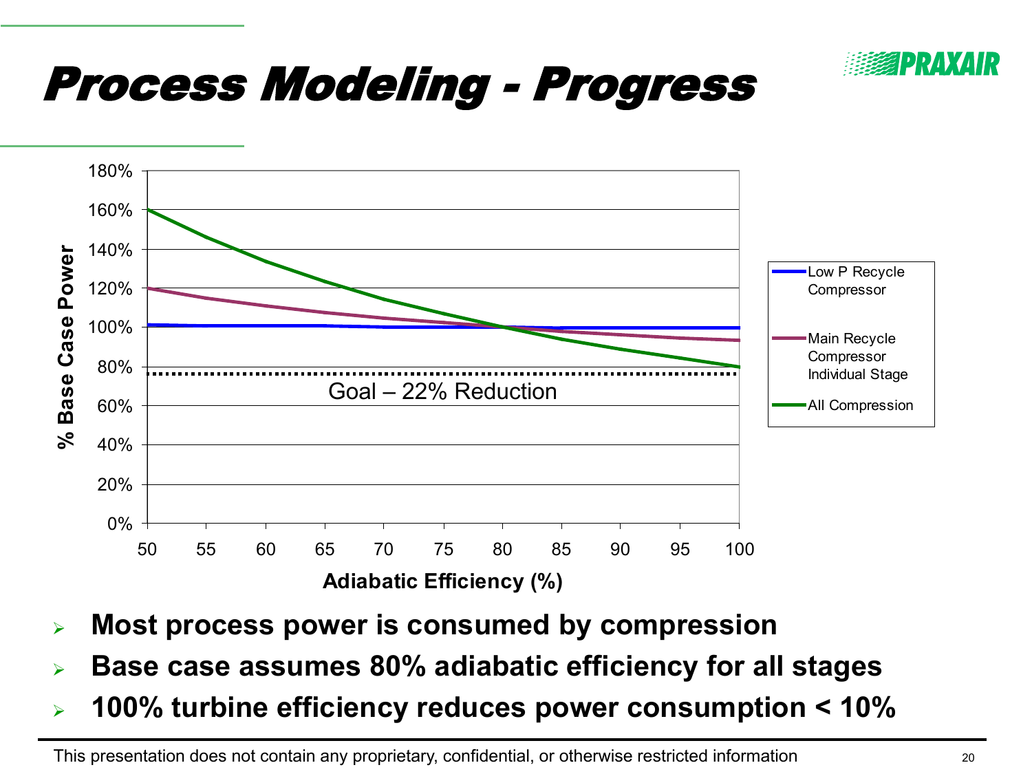# Process Modeling - Progress

- **Most process power is consumed by compression**
- **Base case assumes 80% adiabatic efficiency for all stages**
- **100% turbine efficiency reduces power consumption < 10%**

This presentation does not contain any proprietary, confidential, or otherwise restricted information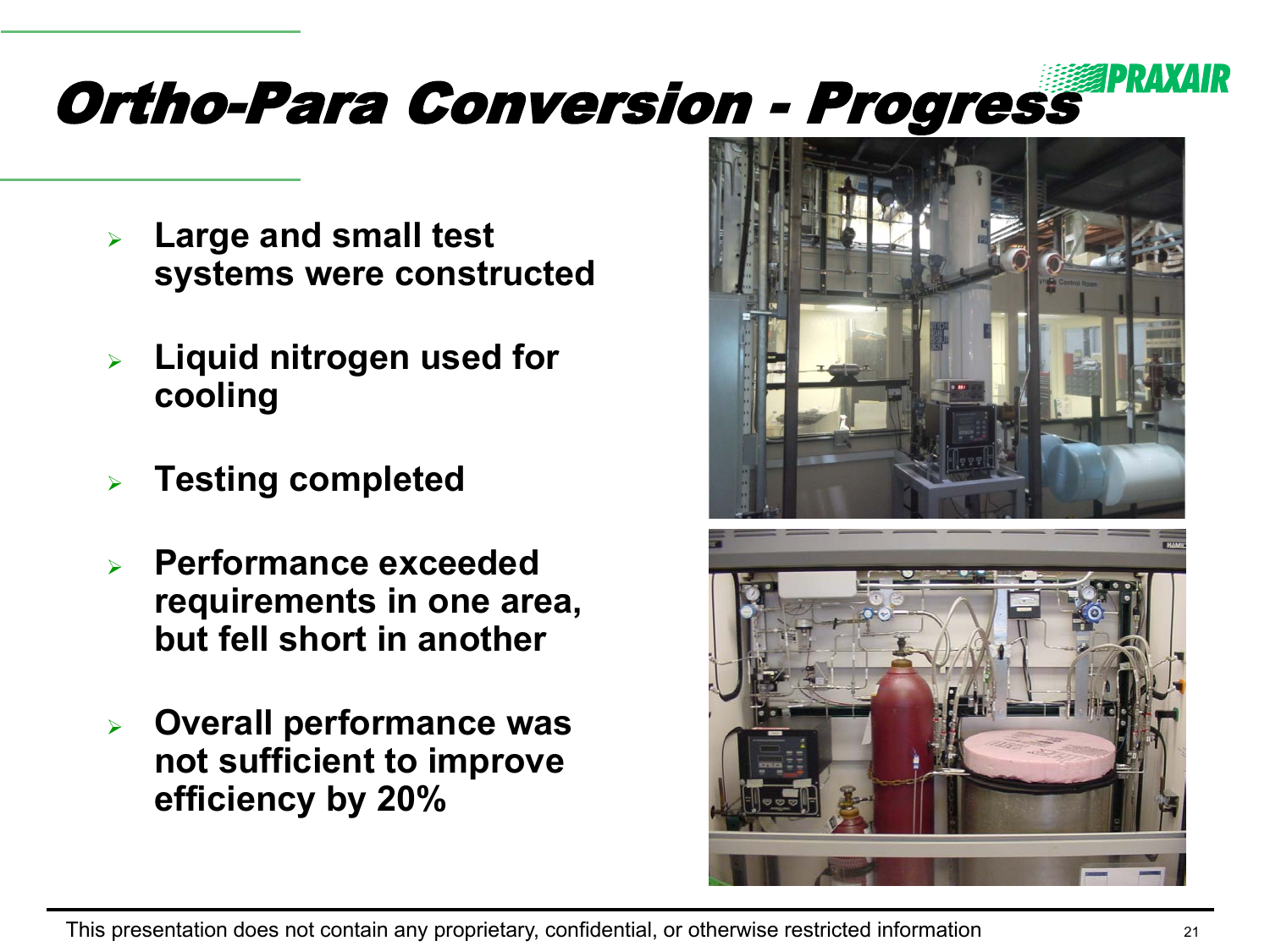# Ortho-Para Conversion - Progress

- **Large and small test systems were constructed**
- **Liquid nitrogen used for cooling**
- **Testing completed**
- **Performance exceeded requirements in one area, but fell short in another**
- **Overall performance was not sufficient to improve efficiency by 20%**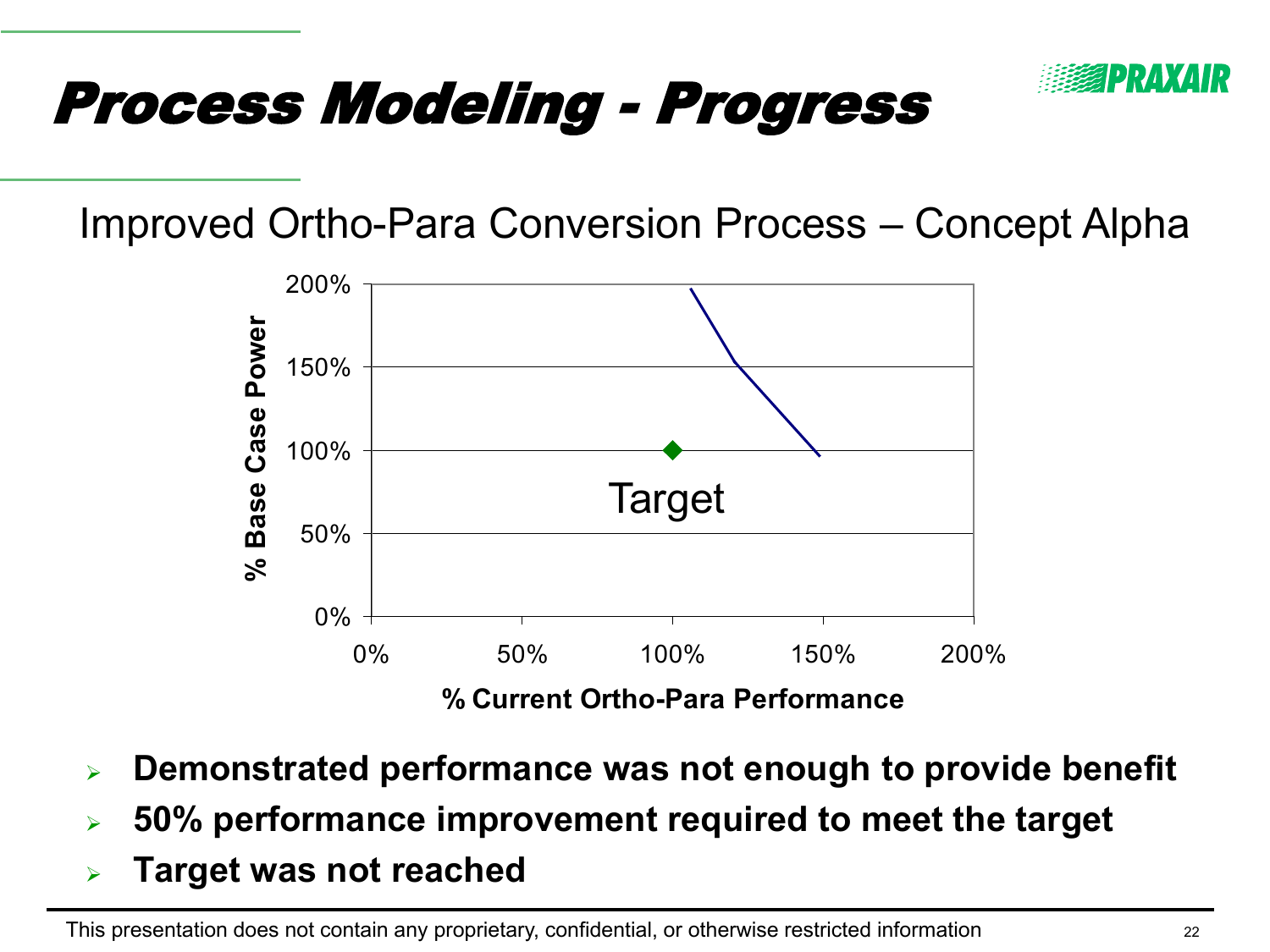# Process Modeling - Progress

Improved Ortho-Para Conversion Process – Concept Alpha

- **Demonstrated performance was not enough to provide benefit**
- **50% performance improvement required to meet the target**
- **Target was not reached**

This presentation does not contain any proprietary, confidential, or otherwise restricted information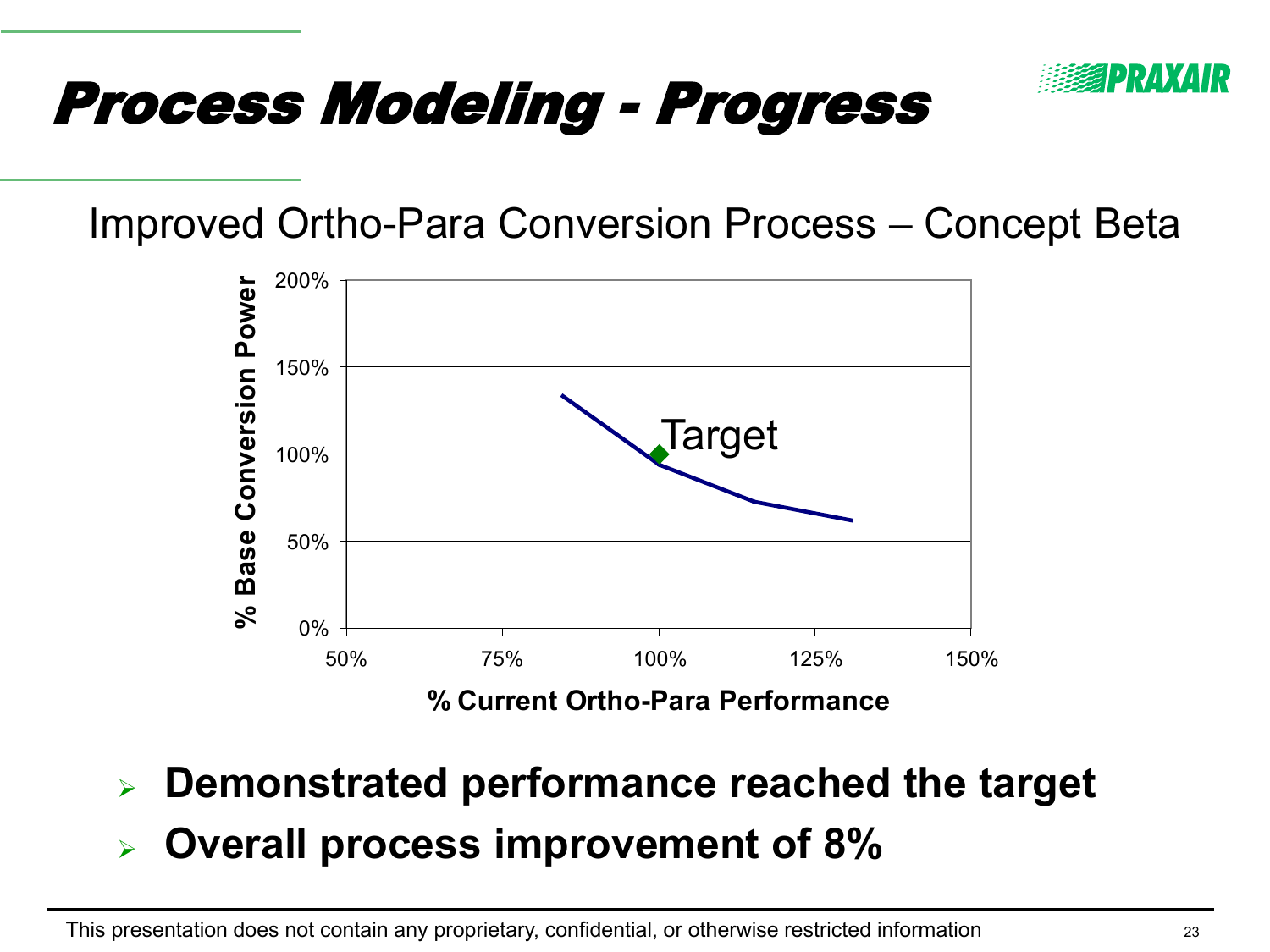# Process Modeling - Progress

## Improved Ortho-Para Conversion Process – Concept Beta

- **Demonstrated performance reached the target**
- **Overall process improvement of 8%**

This presentation does not contain any proprietary, confidential, or otherwise restricted information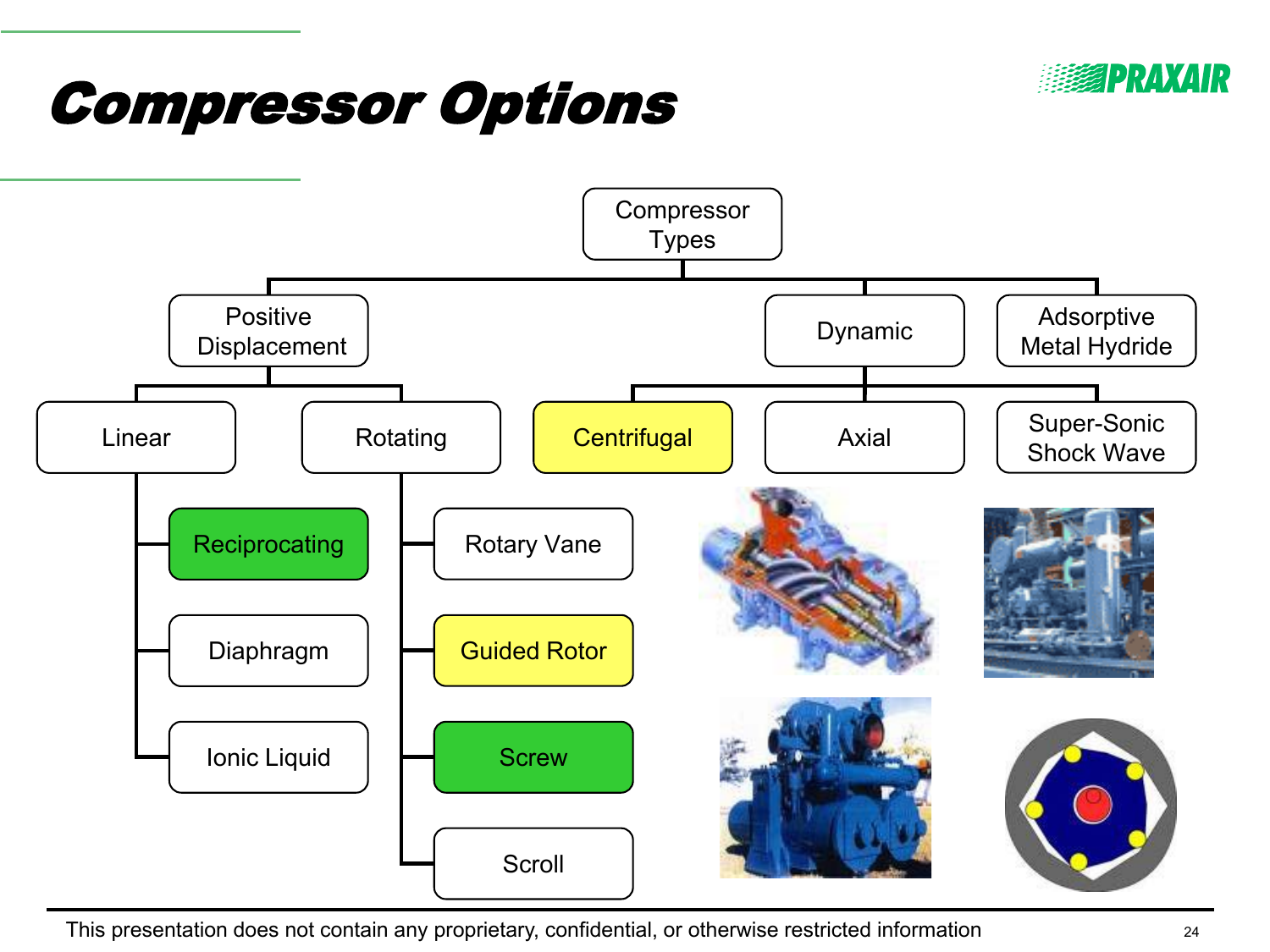# Compressor Options

- Compressor Types
  - Positive Displacement
    - Linear
      - Reciprocating
      - Diaphragm
      - Ionic Liquid
    - Rotating
      - Rotary Vane
      - Guided Rotor
      - Screw
      - Scroll
  - Dynamic
    - Centrifugal
    - Axial
    - Super-Sonic Shock Wave
  - Adsorptive Metal Hydride

This presentation does not contain any proprietary, confidential, or otherwise restricted information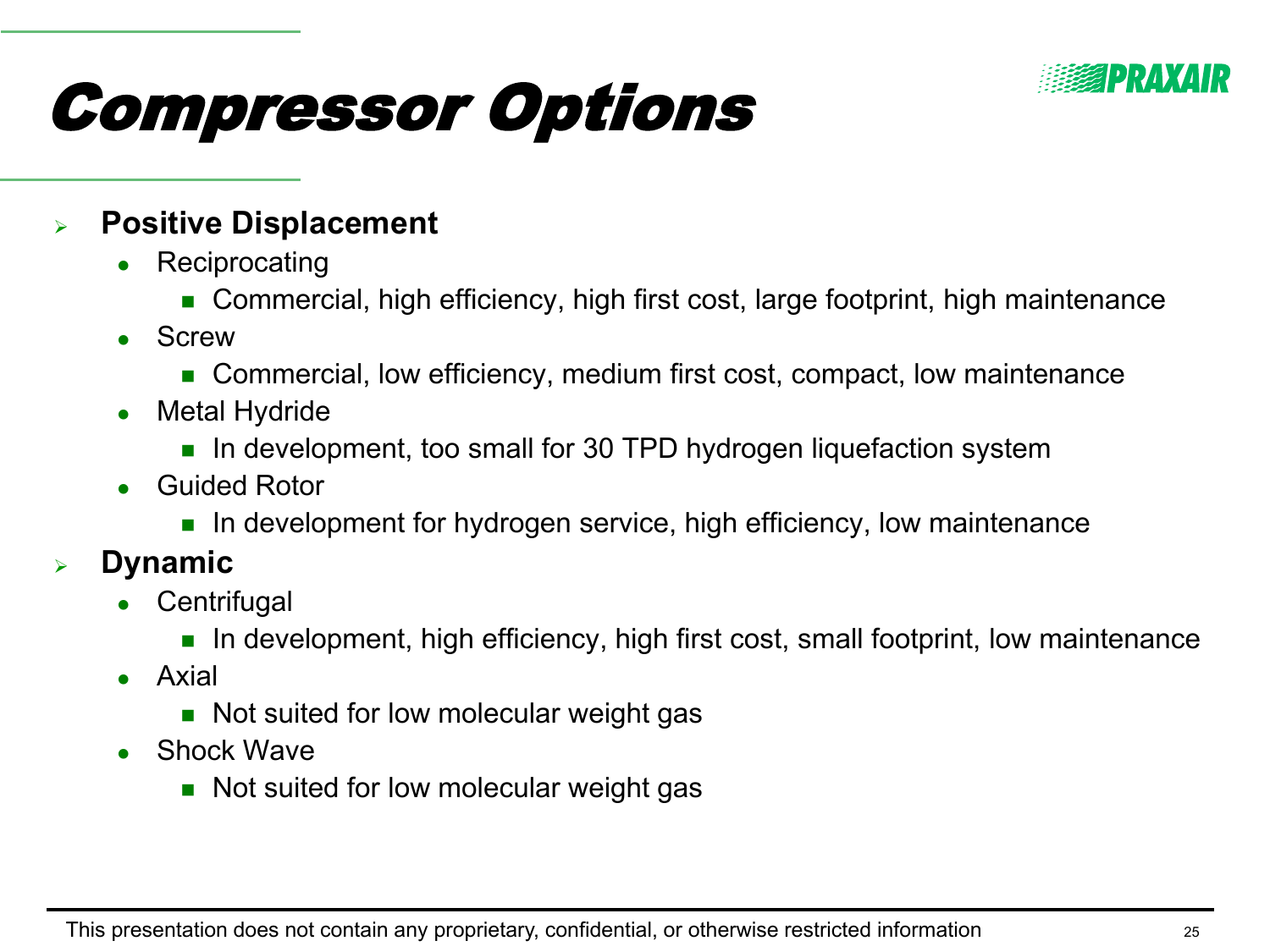# Compressor Options

- **Positive Displacement**
  - Reciprocating
    - Commercial, high efficiency, high first cost, large footprint, high maintenance
  - Screw
    - Commercial, low efficiency, medium first cost, compact, low maintenance
  - Metal Hydride
    - In development, too small for 30 TPD hydrogen liquefaction system
  - Guided Rotor
    - In development for hydrogen service, high efficiency, low maintenance
- **Dynamic**
  - Centrifugal
    - In development, high efficiency, high first cost, small footprint, low maintenance
  - Axial
    - Not suited for low molecular weight gas
  - Shock Wave
    - Not suited for low molecular weight gas

This presentation does not contain any proprietary, confidential, or otherwise restricted information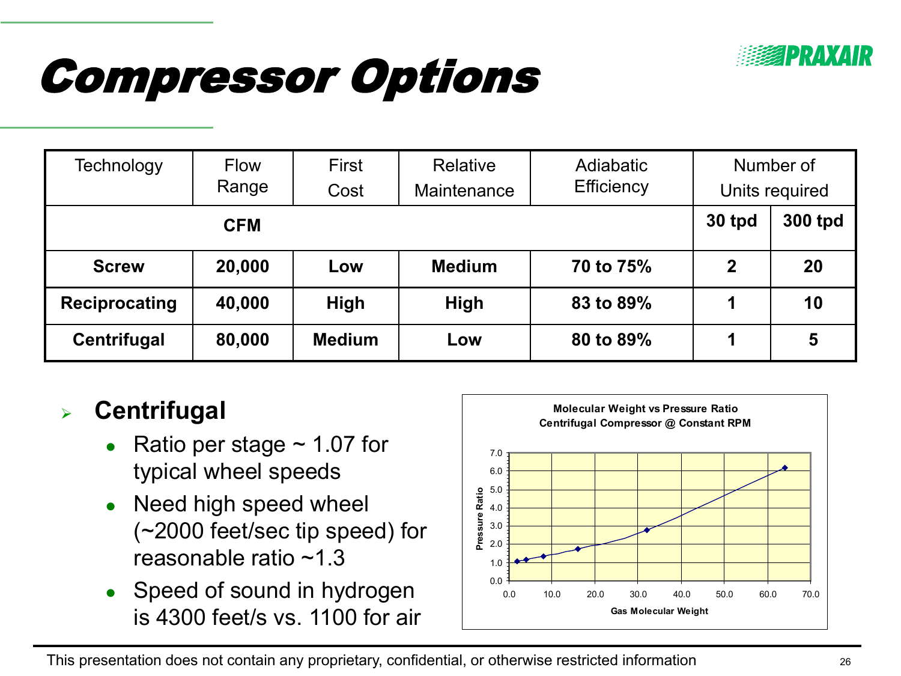# Compressor Options

| Technology | Flow Range | First Cost | Relative Maintenance | Adiabatic Efficiency | Number of Units required | |
|---|---|---|---|---|---|---|
| | CFM | | | | 30 tpd | 300 tpd |
| **Screw** | **20,000** | **Low** | **Medium** | **70 to 75%** | **2** | **20** |
| **Reciprocating** | **40,000** | **High** | **High** | **83 to 89%** | **1** | **10** |
| **Centrifugal** | **80,000** | **Medium** | **Low** | **80 to 89%** | **1** | **5** |

- **Centrifugal**
  - Ratio per stage ~ 1.07 for typical wheel speeds
  - Need high speed wheel (~2000 feet/sec tip speed) for reasonable ratio ~1.3
  - Speed of sound in hydrogen is 4300 feet/s vs. 1100 for air

**Molecular Weight vs Pressure Ratio**
**Centrifugal Compressor @ Constant RPM**

| Gas Molecular Weight | Pressure Ratio (approx.) |
|---|---|
| 2 | 1.07 |
| 4 | 1.15 |
| 8 | 1.3 |
| 16 | 1.75 |
| 32 | 2.8 |
| 64 | 6.2 |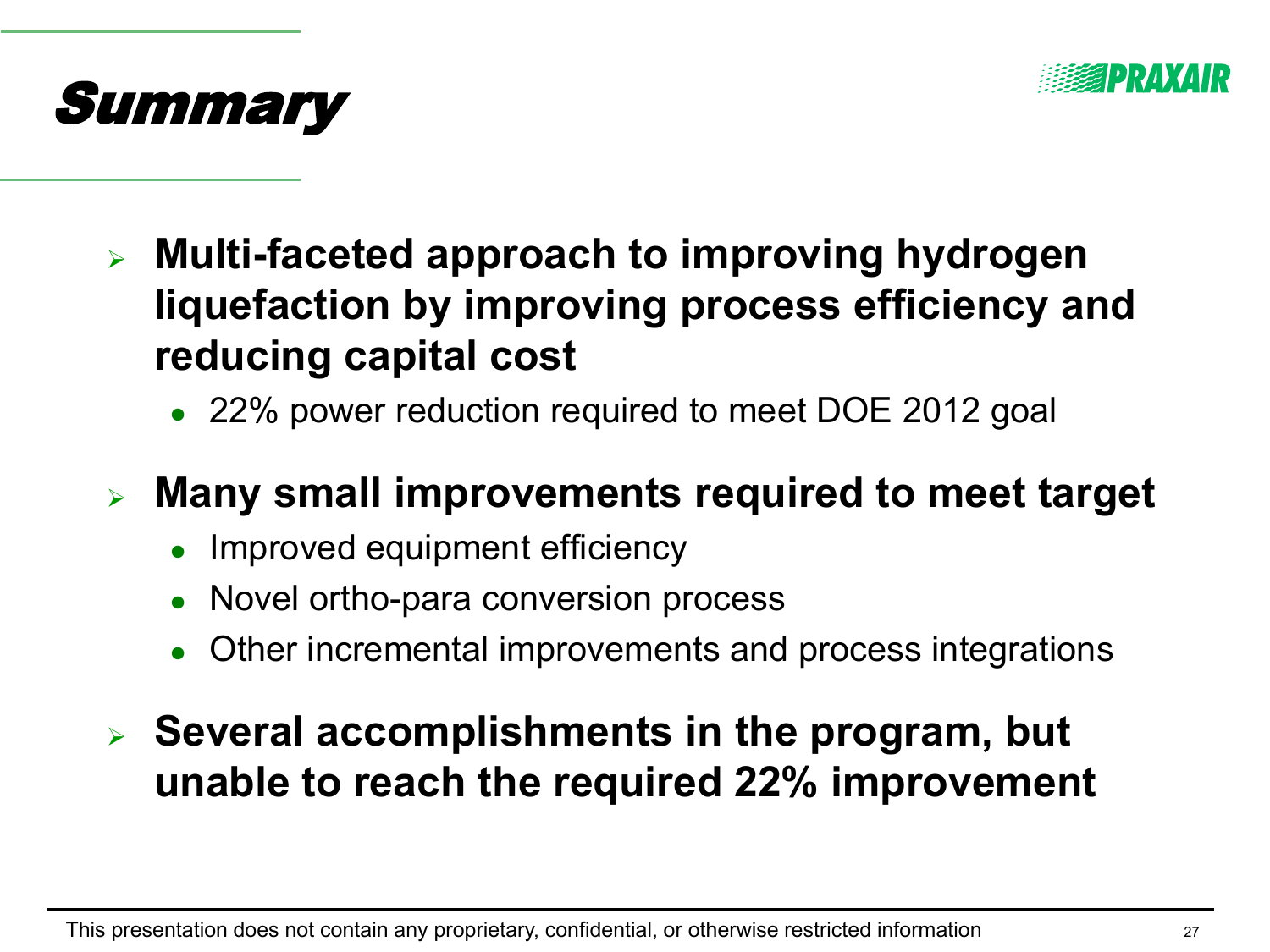# Summary

- **Multi-faceted approach to improving hydrogen liquefaction by improving process efficiency and reducing capital cost**
  - 22% power reduction required to meet DOE 2012 goal
- **Many small improvements required to meet target**
  - Improved equipment efficiency
  - Novel ortho-para conversion process
  - Other incremental improvements and process integrations
- **Several accomplishments in the program, but unable to reach the required 22% improvement**

This presentation does not contain any proprietary, confidential, or otherwise restricted information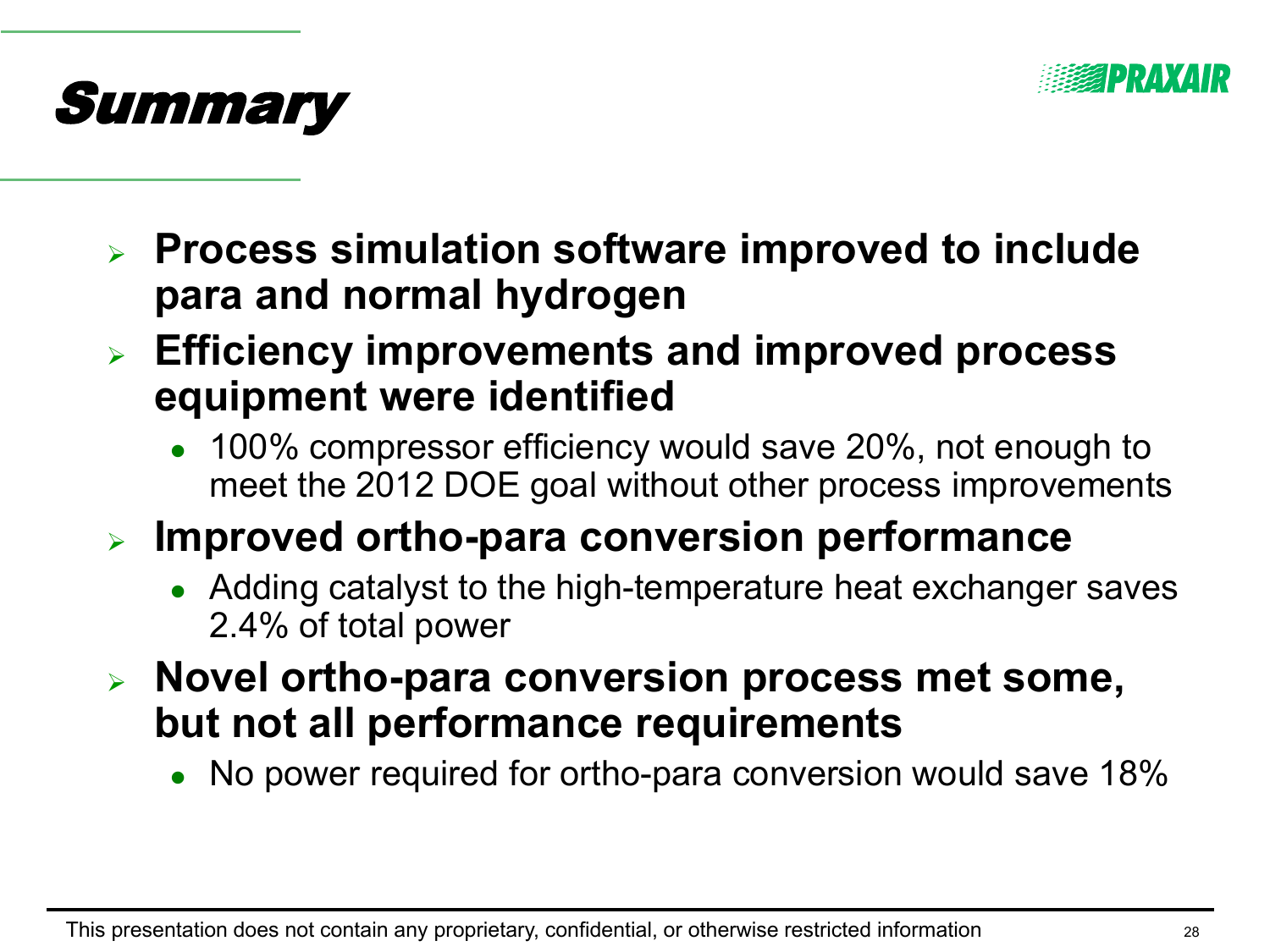# Summary

- **Process simulation software improved to include para and normal hydrogen**
- **Efficiency improvements and improved process equipment were identified**
  - 100% compressor efficiency would save 20%, not enough to meet the 2012 DOE goal without other process improvements
- **Improved ortho-para conversion performance**
  - Adding catalyst to the high-temperature heat exchanger saves 2.4% of total power
- **Novel ortho-para conversion process met some, but not all performance requirements**
  - No power required for ortho-para conversion would save 18%

This presentation does not contain any proprietary, confidential, or otherwise restricted information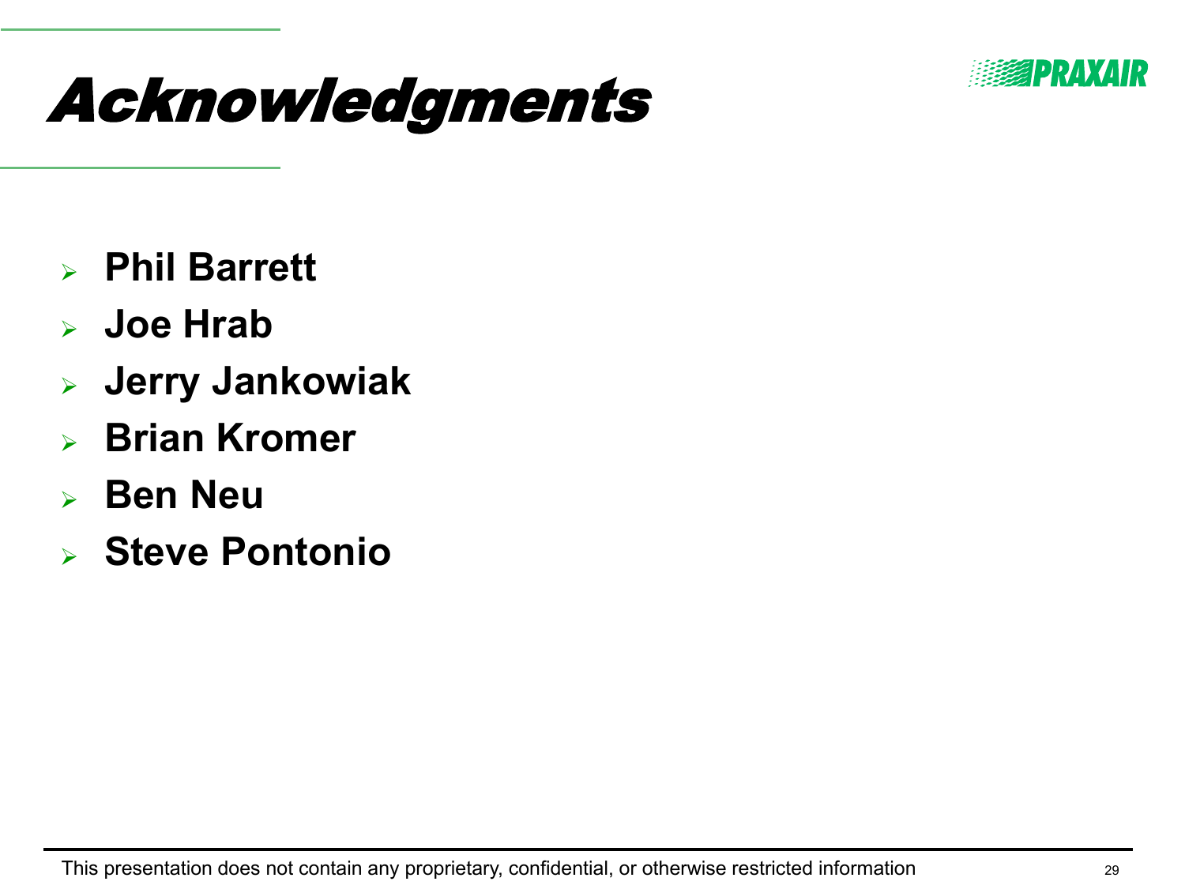# Acknowledgments

- **Phil Barrett**
- **Joe Hrab**
- **Jerry Jankowiak**
- **Brian Kromer**
- **Ben Neu**
- **Steve Pontonio**

This presentation does not contain any proprietary, confidential, or otherwise restricted information